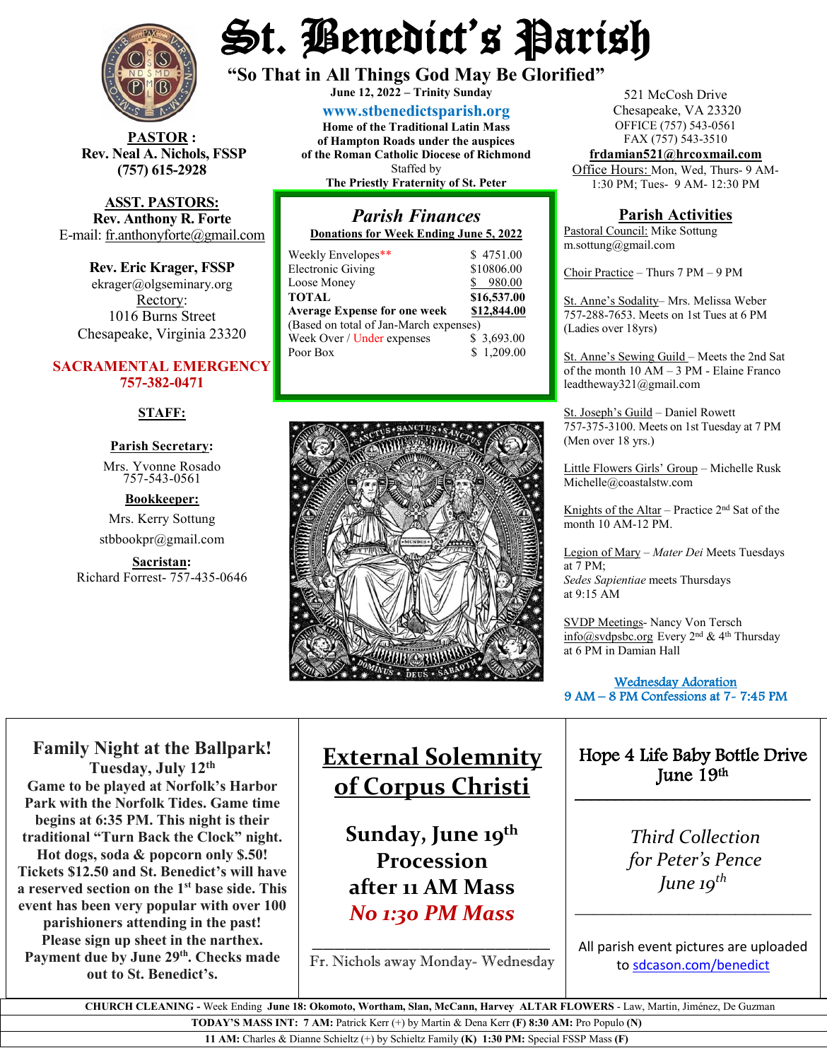# St. Benedict's Parish

**"So That in All Things God May Be Glorified"**

**June 12, 2022 – Trinity Sunday**

**www.stbenedictsparish.org**

**Home of the Traditional Latin Mass**
**of Hampton Roads under the auspices**
**of the Roman Catholic Diocese of Richmond**
Staffed by
**The Priestly Fraternity of St. Peter**

521 McCosh Drive
Chesapeake, VA 23320
OFFICE (757) 543-0561
FAX (757) 543-3510
**frdamian521@hrcoxmail.com**
Office Hours: Mon, Wed, Thurs- 9 AM-1:30 PM; Tues- 9 AM- 12:30 PM

**PASTOR:**
**Rev. Neal A. Nichols, FSSP**
**(757) 615-2928**

**ASST. PASTORS:**
**Rev. Anthony R. Forte**
E-mail: fr.anthonyforte@gmail.com

**Rev. Eric Krager, FSSP**
ekrager@olgseminary.org

Rectory:
1016 Burns Street
Chesapeake, Virginia 23320

**SACRAMENTAL EMERGENCY**
**757-382-0471**

**STAFF:**

**Parish Secretary:**
Mrs. Yvonne Rosado
757-543-0561

**Bookkeeper:**
Mrs. Kerry Sottung
stbbookpr@gmail.com

**Sacristan:**
Richard Forrest- 757-435-0646

## Parish Finances

**Donations for Week Ending June 5, 2022**

| | |
|---|---|
| Weekly Envelopes** | $ 4751.00 |
| Electronic Giving | $10806.00 |
| Loose Money | $ 980.00 |
| **TOTAL** | **$16,537.00** |
| **Average Expense for one week** | **$12,844.00** |
| (Based on total of Jan-March expenses) | |
| Week Over / Under expenses | $ 3,693.00 |
| Poor Box | $ 1,209.00 |

## Parish Activities

Pastoral Council: Mike Sottung m.sottung@gmail.com

Choir Practice – Thurs 7 PM – 9 PM

St. Anne's Sodality– Mrs. Melissa Weber 757-288-7653. Meets on 1st Tues at 6 PM (Ladies over 18yrs)

St. Anne's Sewing Guild – Meets the 2nd Sat of the month 10 AM – 3 PM - Elaine Franco leadtheway321@gmail.com

St. Joseph's Guild – Daniel Rowett 757-375-3100. Meets on 1st Tuesday at 7 PM (Men over 18 yrs.)

Little Flowers Girls' Group – Michelle Rusk Michelle@coastalstw.com

Knights of the Altar – Practice 2nd Sat of the month 10 AM-12 PM.

Legion of Mary – *Mater Dei* Meets Tuesdays at 7 PM;
*Sedes Sapientiae* meets Thursdays at 9:15 AM

SVDP Meetings- Nancy Von Tersch info@svdpsbc.org Every 2nd & 4th Thursday at 6 PM in Damian Hall

Wednesday Adoration
9 AM – 8 PM Confessions at 7- 7:45 PM

## Family Night at the Ballpark!

**Tuesday, July 12th**
**Game to be played at Norfolk's Harbor Park with the Norfolk Tides. Game time begins at 6:35 PM. This night is their traditional "Turn Back the Clock" night. Hot dogs, soda & popcorn only $.50! Tickets $12.50 and St. Benedict's will have a reserved section on the 1st base side. This event has been very popular with over 100 parishioners attending in the past! Please sign up sheet in the narthex. Payment due by June 29th. Checks made out to St. Benedict's.**

## External Solemnity of Corpus Christi

**Sunday, June 19th**
**Procession**
**after 11 AM Mass**
***No 1:30 PM Mass***

Fr. Nichols away Monday- Wednesday

## Hope 4 Life Baby Bottle Drive June 19th

*Third Collection for Peter's Pence June 19th*

All parish event pictures are uploaded to sdcason.com/benedict

**CHURCH CLEANING** - Week Ending **June 18: Okomoto, Wortham, Slan, McCann, Harvey** **ALTAR FLOWERS** - Law, Martin, Jiménez, De Guzman

**TODAY'S MASS INT: 7 AM:** Patrick Kerr (+) by Martin & Dena Kerr **(F) 8:30 AM:** Pro Populo **(N)**

**11 AM:** Charles & Dianne Schieltz (+) by Schieltz Family **(K) 1:30 PM:** Special FSSP Mass **(F)**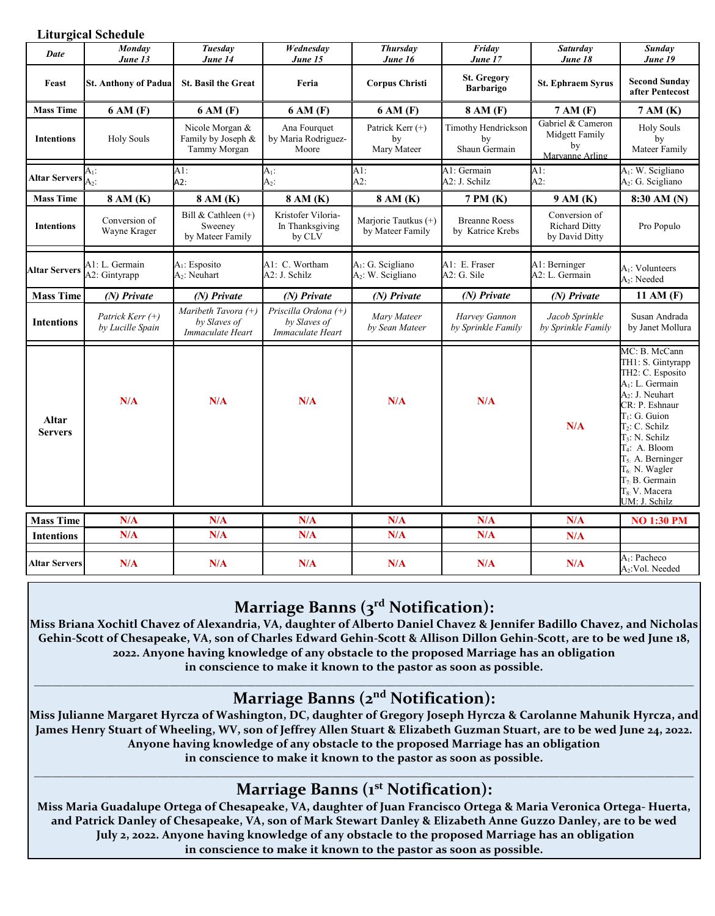## Liturgical Schedule

| Date | Monday June 13 | Tuesday June 14 | Wednesday June 15 | Thursday June 16 | Friday June 17 | Saturday June 18 | Sunday June 19 |
|---|---|---|---|---|---|---|---|
| Feast | St. Anthony of Padua | St. Basil the Great | Feria | Corpus Christi | St. Gregory Barbarigo | St. Ephraem Syrus | Second Sunday after Pentecost |
| Mass Time | 6 AM (F) | 6 AM (F) | 6 AM (F) | 6 AM (F) | 8 AM (F) | 7 AM (F) | 7 AM (K) |
| Intentions | Holy Souls | Nicole Morgan & Family by Joseph & Tammy Morgan | Ana Fourquet by Maria Rodriguez-Moore | Patrick Kerr (+) by Mary Mateer | Timothy Hendrickson by Shaun Germain | Gabriel & Cameron Midgett Family by Maryanne Arling | Holy Souls by Mateer Family |
| Altar Servers | $A_1$:<br>$A_2$: | A1:<br>A2: | $A_1$:<br>$A_2$: | A1:<br>A2: | A1: Germain<br>A2: J. Schilz | A1:<br>A2: | $A_1$: W. Scigliano<br>$A_2$: G. Scigliano |
| Mass Time | 8 AM (K) | 8 AM (K) | 8 AM (K) | 8 AM (K) | 7 PM (K) | 9 AM (K) | 8:30 AM (N) |
| Intentions | Conversion of Wayne Krager | Bill & Cathleen (+) Sweeney by Mateer Family | Kristofer Viloria-In Thanksgiving by CLV | Marjorie Tautkus (+) by Mateer Family | Breanne Roess by Katrice Krebs | Conversion of Richard Ditty by David Ditty | Pro Populo |
| Altar Servers | A1: L. Germain<br>A2: Gintyrapp | $A_1$: Esposito<br>$A_2$: Neuhart | A1: C. Wortham<br>A2: J. Schilz | $A_1$: G. Scigliano<br>$A_2$: W. Scigliano | A1: E. Fraser<br>A2: G. Sile | A1: Berninger<br>A2: L. Germain | $A_1$: Volunteers<br>$A_2$: Needed |
| Mass Time | *(N) Private* | *(N) Private* | *(N) Private* | *(N) Private* | *(N) Private* | *(N) Private* | 11 AM (F) |
| Intentions | *Patrick Kerr (+) by Lucille Spain* | *Maribeth Tavora (+) by Slaves of Immaculate Heart* | *Priscilla Ordona (+) by Slaves of Immaculate Heart* | *Mary Mateer by Sean Mateer* | *Harvey Gannon by Sprinkle Family* | *Jacob Sprinkle by Sprinkle Family* | Susan Andrada by Janet Mollura |
| Altar Servers | N/A | N/A | N/A | N/A | N/A | N/A | MC: B. McCann<br>TH1: S. Gintyrapp<br>TH2: C. Esposito<br>$A_1$: L. Germain<br>$A_2$: J. Neuhart<br>CR: P. Eshnaur<br>$T_1$: G. Guion<br>$T_2$: C. Schilz<br>$T_3$: N. Schilz<br>$T_4$: A. Bloom<br>$T_5$: A. Berninger<br>$T_6$: N. Wagler<br>$T_7$: B. Germain<br>$T_8$: V. Macera<br>UM: J. Schilz |
| Mass Time | N/A | N/A | N/A | N/A | N/A | N/A | **NO 1:30 PM** |
| Intentions | N/A | N/A | N/A | N/A | N/A | N/A | |
| Altar Servers | N/A | N/A | N/A | N/A | N/A | N/A | $A_1$: Pacheco<br>$A_2$:Vol. Needed |

## Marriage Banns (3rd Notification):

**Miss Briana Xochitl Chavez of Alexandria, VA, daughter of Alberto Daniel Chavez & Jennifer Badillo Chavez, and Nicholas Gehin-Scott of Chesapeake, VA, son of Charles Edward Gehin-Scott & Allison Dillon Gehin-Scott, are to be wed June 18, 2022. Anyone having knowledge of any obstacle to the proposed Marriage has an obligation in conscience to make it known to the pastor as soon as possible.**

---

## Marriage Banns (2nd Notification):

**Miss Julianne Margaret Hyrcza of Washington, DC, daughter of Gregory Joseph Hyrcza & Carolanne Mahunik Hyrcza, and James Henry Stuart of Wheeling, WV, son of Jeffrey Allen Stuart & Elizabeth Guzman Stuart, are to be wed June 24, 2022. Anyone having knowledge of any obstacle to the proposed Marriage has an obligation in conscience to make it known to the pastor as soon as possible.**

---

## Marriage Banns (1st Notification):

**Miss Maria Guadalupe Ortega of Chesapeake, VA, daughter of Juan Francisco Ortega & Maria Veronica Ortega- Huerta, and Patrick Danley of Chesapeake, VA, son of Mark Stewart Danley & Elizabeth Anne Guzzo Danley, are to be wed July 2, 2022. Anyone having knowledge of any obstacle to the proposed Marriage has an obligation in conscience to make it known to the pastor as soon as possible.**